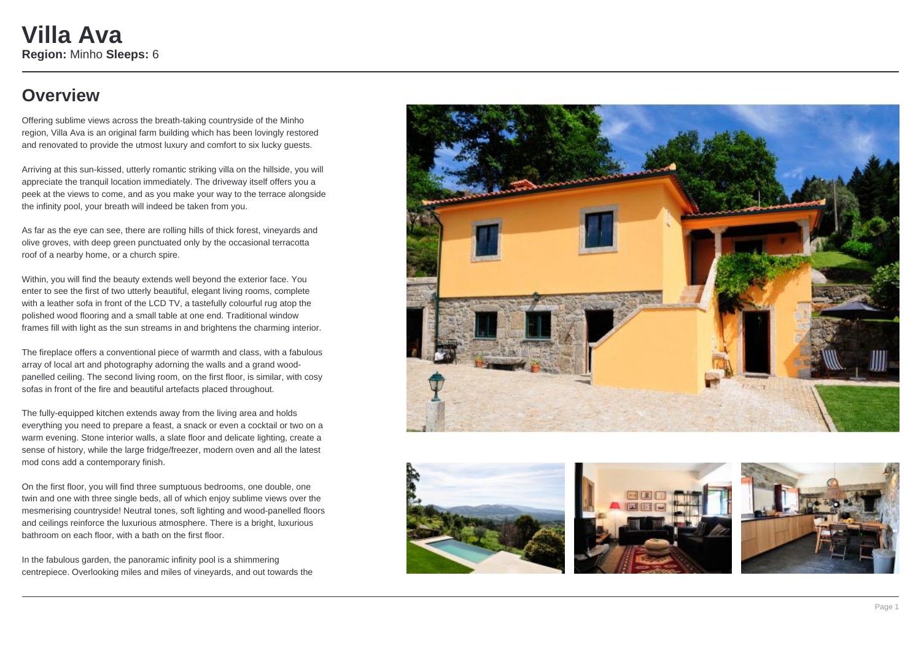# Villa Ava

**Region:** Minho **Sleeps:** 6

## Overview

Offering sublime views across the breath-taking countryside of the Minho region, Villa Ava is an original farm building which has been lovingly restored and renovated to provide the utmost luxury and comfort to six lucky guests.

Arriving at this sun-kissed, utterly romantic striking villa on the hillside, you will appreciate the tranquil location immediately. The driveway itself offers you a peek at the views to come, and as you make your way to the terrace alongside the infinity pool, your breath will indeed be taken from you.

As far as the eye can see, there are rolling hills of thick forest, vineyards and olive groves, with deep green punctuated only by the occasional terracotta roof of a nearby home, or a church spire.

Within, you will find the beauty extends well beyond the exterior face. You enter to see the first of two utterly beautiful, elegant living rooms, complete with a leather sofa in front of the LCD TV, a tastefully colourful rug atop the polished wood flooring and a small table at one end. Traditional window frames fill with light as the sun streams in and brightens the charming interior.

The fireplace offers a conventional piece of warmth and class, with a fabulous array of local art and photography adorning the walls and a grand wood-panelled ceiling. The second living room, on the first floor, is similar, with cosy sofas in front of the fire and beautiful artefacts placed throughout.

The fully-equipped kitchen extends away from the living area and holds everything you need to prepare a feast, a snack or even a cocktail or two on a warm evening. Stone interior walls, a slate floor and delicate lighting, create a sense of history, while the large fridge/freezer, modern oven and all the latest mod cons add a contemporary finish.

On the first floor, you will find three sumptuous bedrooms, one double, one twin and one with three single beds, all of which enjoy sublime views over the mesmerising countryside! Neutral tones, soft lighting and wood-panelled floors and ceilings reinforce the luxurious atmosphere. There is a bright, luxurious bathroom on each floor, with a bath on the first floor.

In the fabulous garden, the panoramic infinity pool is a shimmering centrepiece. Overlooking miles and miles of vineyards, and out towards the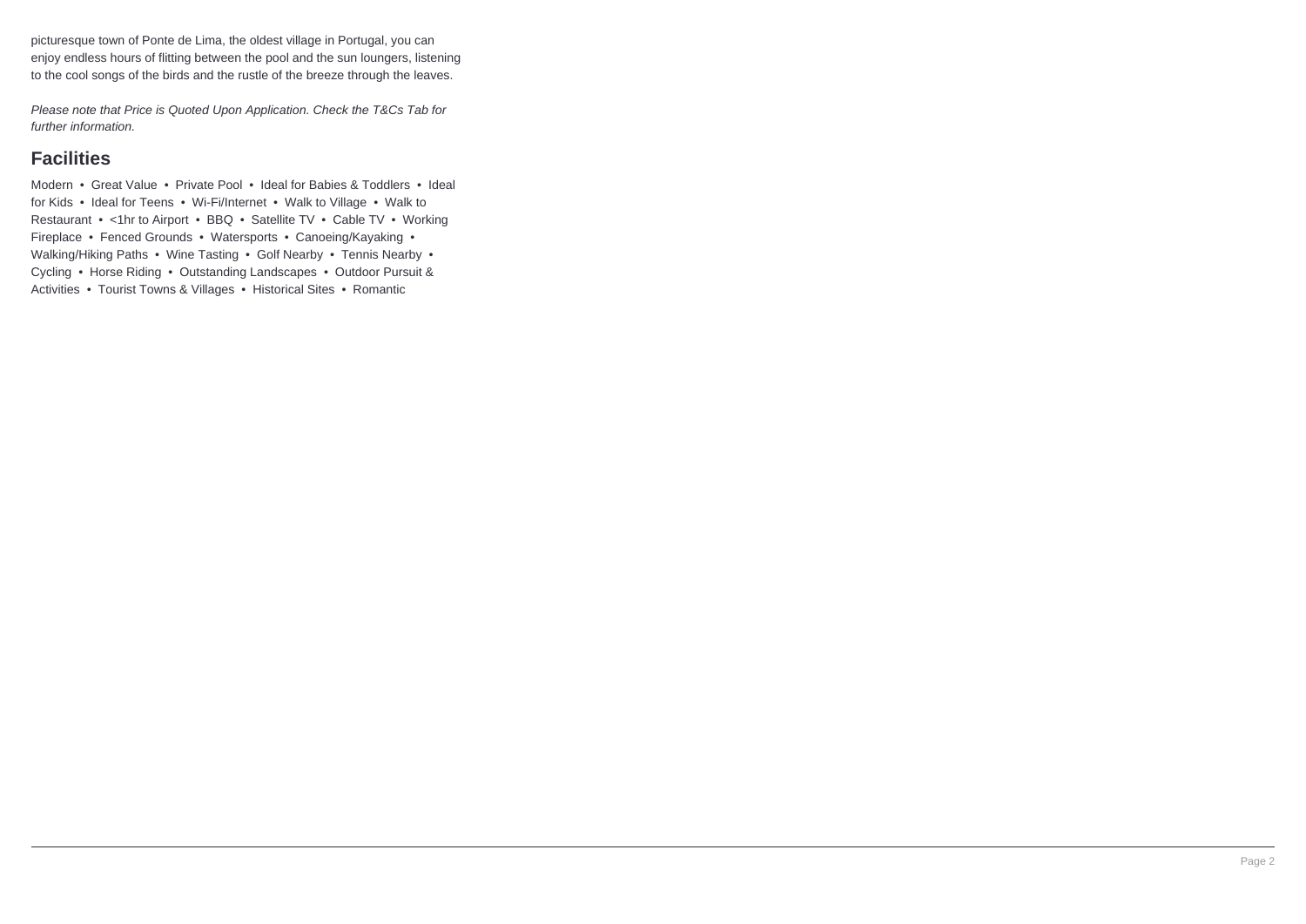picturesque town of Ponte de Lima, the oldest village in Portugal, you can enjoy endless hours of flitting between the pool and the sun loungers, listening to the cool songs of the birds and the rustle of the breeze through the leaves.

*Please note that Price is Quoted Upon Application. Check the T&Cs Tab for further information.*

## Facilities

Modern • Great Value • Private Pool • Ideal for Babies & Toddlers • Ideal for Kids • Ideal for Teens • Wi-Fi/Internet • Walk to Village • Walk to Restaurant • <1hr to Airport • BBQ • Satellite TV • Cable TV • Working Fireplace • Fenced Grounds • Watersports • Canoeing/Kayaking • Walking/Hiking Paths • Wine Tasting • Golf Nearby • Tennis Nearby • Cycling • Horse Riding • Outstanding Landscapes • Outdoor Pursuit & Activities • Tourist Towns & Villages • Historical Sites • Romantic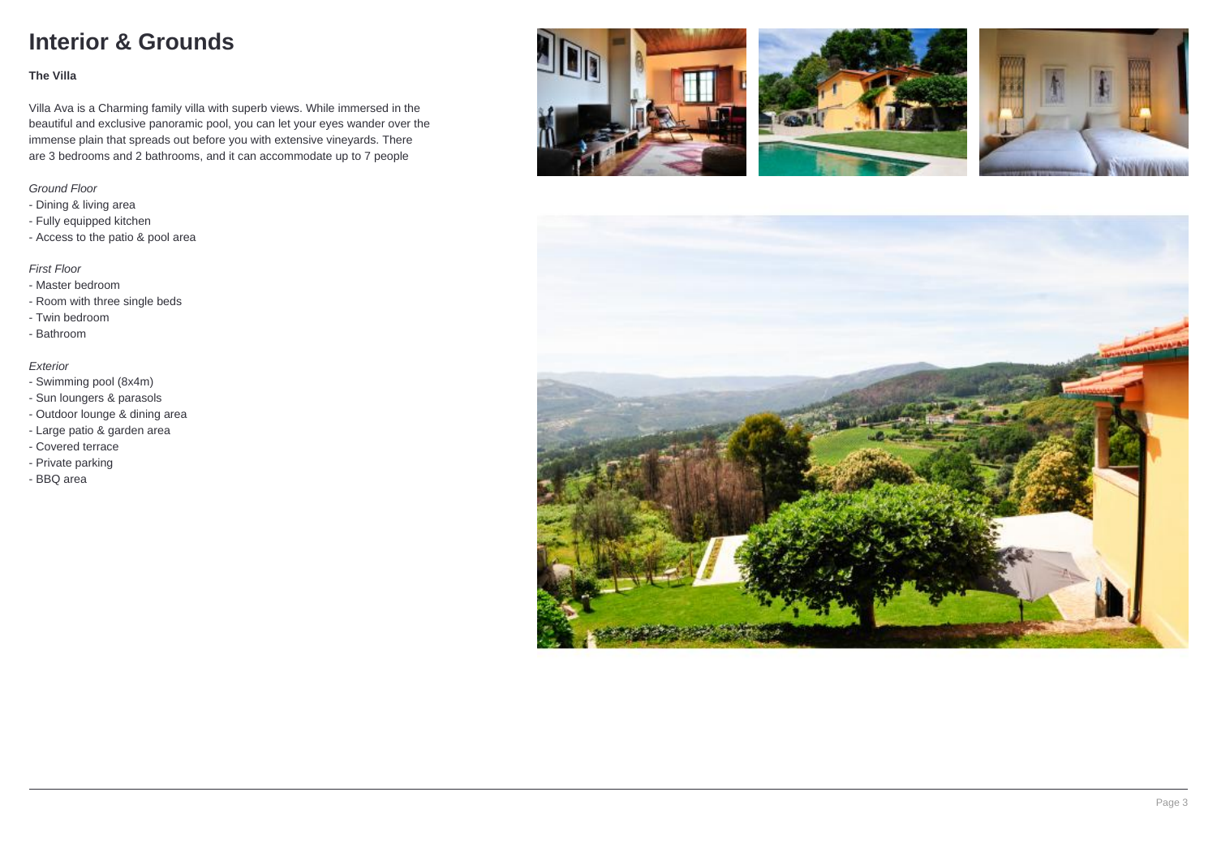# Interior & Grounds

**The Villa**

Villa Ava is a Charming family villa with superb views. While immersed in the beautiful and exclusive panoramic pool, you can let your eyes wander over the immense plain that spreads out before you with extensive vineyards. There are 3 bedrooms and 2 bathrooms, and it can accommodate up to 7 people

*Ground Floor*

- Dining & living area
- Fully equipped kitchen
- Access to the patio & pool area

*First Floor*

- Master bedroom
- Room with three single beds
- Twin bedroom
- Bathroom

*Exterior*

- Swimming pool (8x4m)
- Sun loungers & parasols
- Outdoor lounge & dining area
- Large patio & garden area
- Covered terrace
- Private parking
- BBQ area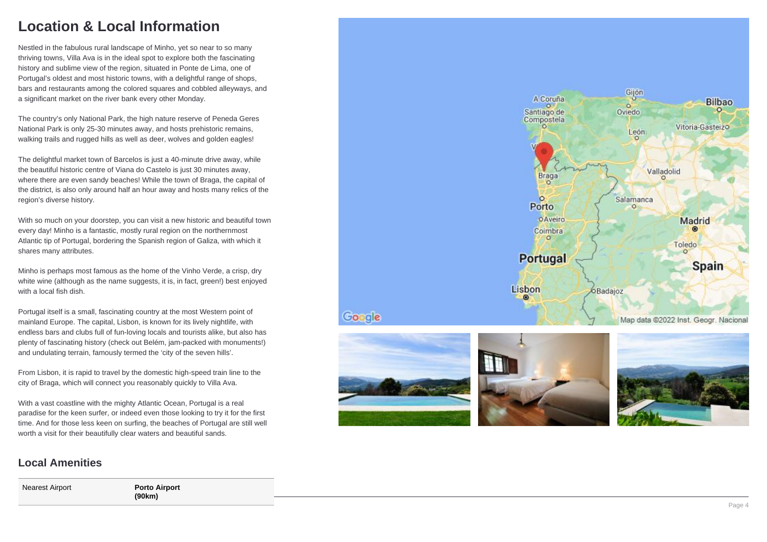# Location & Local Information

Nestled in the fabulous rural landscape of Minho, yet so near to so many thriving towns, Villa Ava is in the ideal spot to explore both the fascinating history and sublime view of the region, situated in Ponte de Lima, one of Portugal's oldest and most historic towns, with a delightful range of shops, bars and restaurants among the colored squares and cobbled alleyways, and a significant market on the river bank every other Monday.

The country's only National Park, the high nature reserve of Peneda Geres National Park is only 25-30 minutes away, and hosts prehistoric remains, walking trails and rugged hills as well as deer, wolves and golden eagles!

The delightful market town of Barcelos is just a 40-minute drive away, while the beautiful historic centre of Viana do Castelo is just 30 minutes away, where there are even sandy beaches! While the town of Braga, the capital of the district, is also only around half an hour away and hosts many relics of the region's diverse history.

With so much on your doorstep, you can visit a new historic and beautiful town every day! Minho is a fantastic, mostly rural region on the northernmost Atlantic tip of Portugal, bordering the Spanish region of Galiza, with which it shares many attributes.

Minho is perhaps most famous as the home of the Vinho Verde, a crisp, dry white wine (although as the name suggests, it is, in fact, green!) best enjoyed with a local fish dish.

Portugal itself is a small, fascinating country at the most Western point of mainland Europe. The capital, Lisbon, is known for its lively nightlife, with endless bars and clubs full of fun-loving locals and tourists alike, but also has plenty of fascinating history (check out Belém, jam-packed with monuments!) and undulating terrain, famously termed the 'city of the seven hills'.

From Lisbon, it is rapid to travel by the domestic high-speed train line to the city of Braga, which will connect you reasonably quickly to Villa Ava.

With a vast coastline with the mighty Atlantic Ocean, Portugal is a real paradise for the keen surfer, or indeed even those looking to try it for the first time. And for those less keen on surfing, the beaches of Portugal are still well worth a visit for their beautifully clear waters and beautiful sands.

## Local Amenities

| | |
|---|---|
| Nearest Airport | **Porto Airport (90km)** |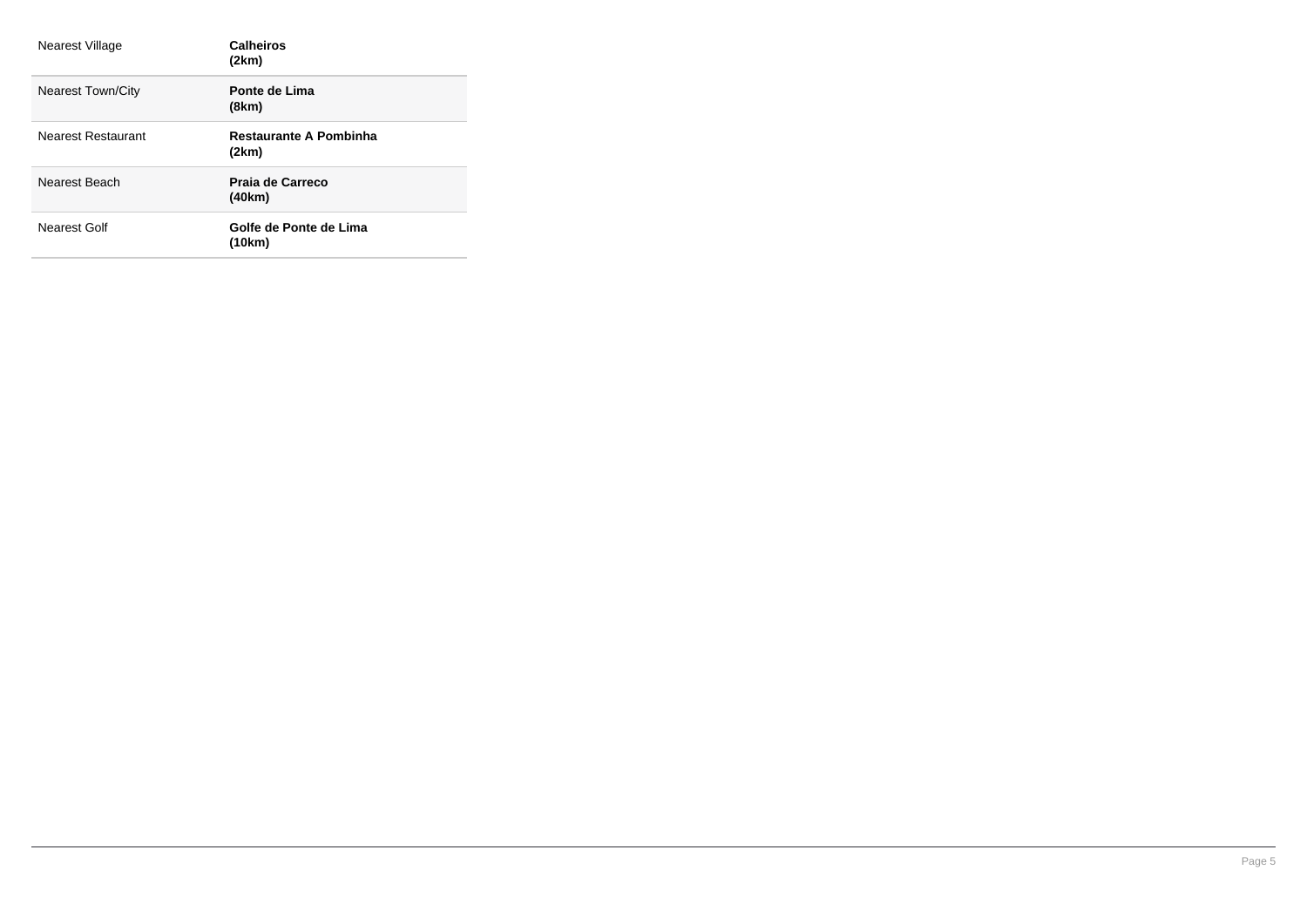| | |
|---|---|
| Nearest Village | **Calheiros (2km)** |
| Nearest Town/City | **Ponte de Lima (8km)** |
| Nearest Restaurant | **Restaurante A Pombinha (2km)** |
| Nearest Beach | **Praia de Carreco (40km)** |
| Nearest Golf | **Golfe de Ponte de Lima (10km)** |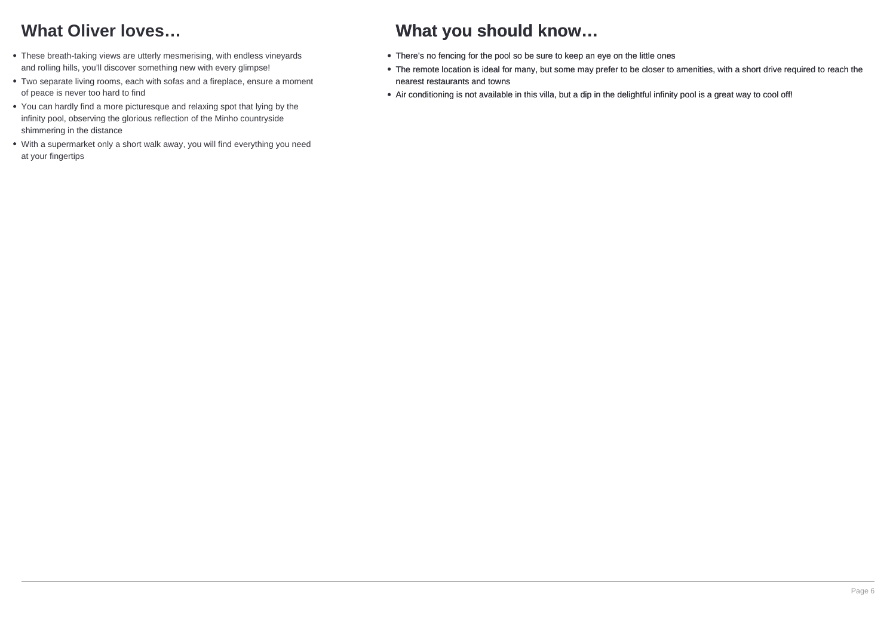## What Oliver loves…

- These breath-taking views are utterly mesmerising, with endless vineyards and rolling hills, you'll discover something new with every glimpse!
- Two separate living rooms, each with sofas and a fireplace, ensure a moment of peace is never too hard to find
- You can hardly find a more picturesque and relaxing spot that lying by the infinity pool, observing the glorious reflection of the Minho countryside shimmering in the distance
- With a supermarket only a short walk away, you will find everything you need at your fingertips

## What you should know…

- There's no fencing for the pool so be sure to keep an eye on the little ones
- The remote location is ideal for many, but some may prefer to be closer to amenities, with a short drive required to reach the nearest restaurants and towns
- Air conditioning is not available in this villa, but a dip in the delightful infinity pool is a great way to cool off!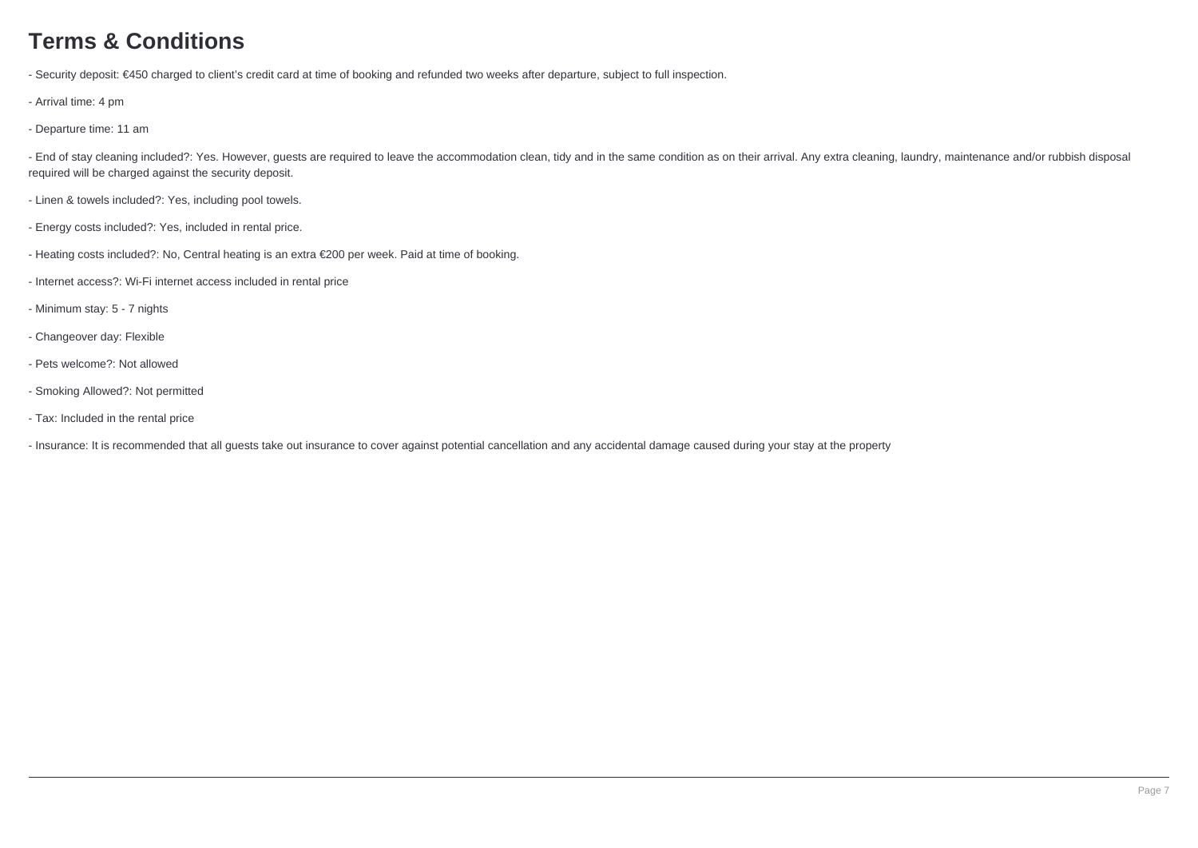# Terms & Conditions

- Security deposit: €450 charged to client's credit card at time of booking and refunded two weeks after departure, subject to full inspection.

- Arrival time: 4 pm

- Departure time: 11 am

- End of stay cleaning included?: Yes. However, guests are required to leave the accommodation clean, tidy and in the same condition as on their arrival. Any extra cleaning, laundry, maintenance and/or rubbish disposal required will be charged against the security deposit.

- Linen & towels included?: Yes, including pool towels.

- Energy costs included?: Yes, included in rental price.

- Heating costs included?: No, Central heating is an extra €200 per week. Paid at time of booking.

- Internet access?: Wi-Fi internet access included in rental price

- Minimum stay: 5 - 7 nights

- Changeover day: Flexible

- Pets welcome?: Not allowed

- Smoking Allowed?: Not permitted

- Tax: Included in the rental price

- Insurance: It is recommended that all guests take out insurance to cover against potential cancellation and any accidental damage caused during your stay at the property